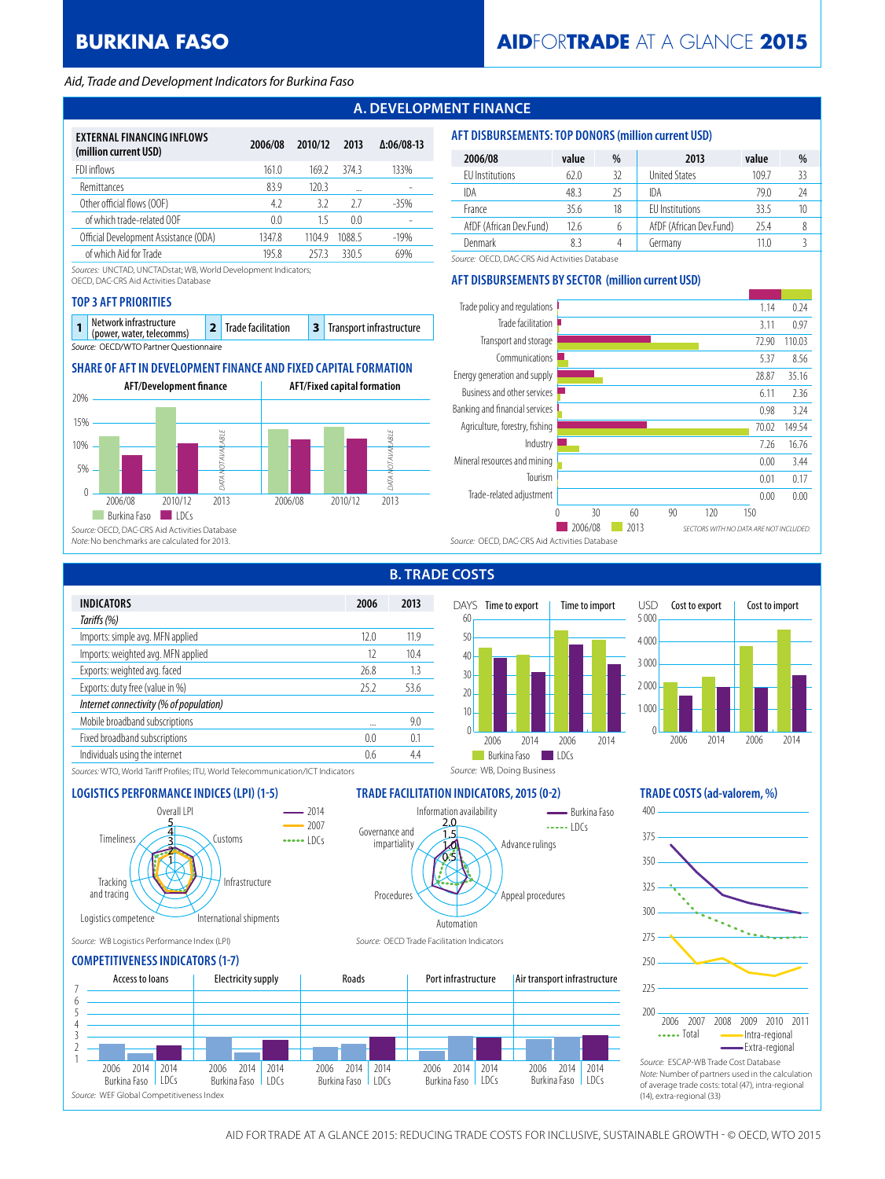# BURKINA FASO

# AIDFORTRADE AT A GLANCE 2015

*Aid, Trade and Development Indicators for Burkina Faso*

## A. DEVELOPMENT FINANCE

| EXTERNAL FINANCING INFLOWS (million current USD) | 2006/08 | 2010/12 | 2013 | Δ:06/08-13 |
|---|---|---|---|---|
| FDI inflows | 161.0 | 169.2 | 374.3 | 133% |
| Remittances | 83.9 | 120.3 | ... | - |
| Other official flows (OOF) | 4.2 | 3.2 | 2.7 | -35% |
| of which trade-related OOF | 0.0 | 1.5 | 0.0 | - |
| Official Development Assistance (ODA) | 1347.8 | 1104.9 | 1088.5 | -19% |
| of which Aid for Trade | 195.8 | 257.3 | 330.5 | 69% |

Sources: UNCTAD, UNCTADstat; WB, World Development Indicators; OECD, DAC-CRS Aid Activities Database

### TOP 3 AFT PRIORITIES

| 1 | Network infrastructure (power, water, telecoms) | 2 | Trade facilitation | 3 | Transport infrastructure |
|---|---|---|---|---|---|

Source: OECD/WTO Partner Questionnaire

### SHARE OF AFT IN DEVELOPMENT FINANCE AND FIXED CAPITAL FORMATION

AFT/Development finance | AFT/Fixed capital formation

2006/08, 2010/12, 2013 (DATA NOT AVAILABLE) — Burkina Faso, LDCs

Source: OECD, DAC-CRS Aid Activities Database
Note: No benchmarks are calculated for 2013.

### AFT DISBURSEMENTS: TOP DONORS (million current USD)

| 2006/08 | value | % | 2013 | value | % |
|---|---|---|---|---|---|
| EU Institutions | 62.0 | 32 | United States | 109.7 | 33 |
| IDA | 48.3 | 25 | IDA | 79.0 | 24 |
| France | 35.6 | 18 | EU Institutions | 33.5 | 10 |
| AfDF (African Dev.Fund) | 12.6 | 6 | AfDF (African Dev.Fund) | 25.4 | 8 |
| Denmark | 8.3 | 4 | Germany | 11.0 | 3 |

Source: OECD, DAC-CRS Aid Activities Database

### AFT DISBURSEMENTS BY SECTOR (million current USD)

| Sector | 2006/08 | 2013 |
|---|---|---|
| Trade policy and regulations | 1.14 | 0.24 |
| Trade facilitation | 3.11 | 0.97 |
| Transport and storage | 72.90 | 110.03 |
| Communications | 5.37 | 8.56 |
| Energy generation and supply | 28.87 | 35.16 |
| Business and other services | 6.11 | 2.36 |
| Banking and financial services | 0.98 | 3.24 |
| Agriculture, forestry, fishing | 70.02 | 149.54 |
| Industry | 7.26 | 16.76 |
| Mineral resources and mining | 0.00 | 3.44 |
| Tourism | 0.01 | 0.17 |
| Trade-related adjustment | 0.00 | 0.00 |

SECTORS WITH NO DATA ARE NOT INCLUDED.

Source: OECD, DAC-CRS Aid Activities Database

## B. TRADE COSTS

| INDICATORS | 2006 | 2013 |
|---|---|---|
| *Tariffs (%)* | | |
| Imports: simple avg. MFN applied | 12.0 | 11.9 |
| Imports: weighted avg. MFN applied | 12 | 10.4 |
| Exports: weighted avg. faced | 26.8 | 1.3 |
| Exports: duty free (value in %) | 25.2 | 53.6 |
| *Internet connectivity (% of population)* | | |
| Mobile broadband subscriptions | ... | 9.0 |
| Fixed broadband subscriptions | 0.0 | 0.1 |
| Individuals using the internet | 0.6 | 4.4 |

Sources: WTO, World Tariff Profiles; ITU, World Telecommunication/ICT Indicators

### Time to export / Time to import (DAYS); Cost to export / Cost to import (USD)

2006, 2014 — Burkina Faso, LDCs

Source: WB, Doing Business

### LOGISTICS PERFORMANCE INDICES (LPI) (1-5)

Overall LPI, Customs, Infrastructure, International shipments, Logistics competence, Tracking and tracing, Timeliness — 2014, 2007, LDCs

Source: WB Logistics Performance Index (LPI)

### TRADE FACILITATION INDICATORS, 2015 (0-2)

Information availability, Advance rulings, Appeal procedures, Automation, Procedures, Governance and impartiality — Burkina Faso, LDCs

Source: OECD Trade Facilitation Indicators

### TRADE COSTS (ad-valorem, %)

2006–2011 — Total, Intra-regional, Extra-regional

Source: ESCAP-WB Trade Cost Database
Note: Number of partners used in the calculation of average trade costs: total (47), intra-regional (14), extra-regional (33)

### COMPETITIVENESS INDICATORS (1-7)

Access to loans, Electricity supply, Roads, Port infrastructure, Air transport infrastructure — 2006, 2014 Burkina Faso; 2014 LDCs

Source: WEF Global Competitiveness Index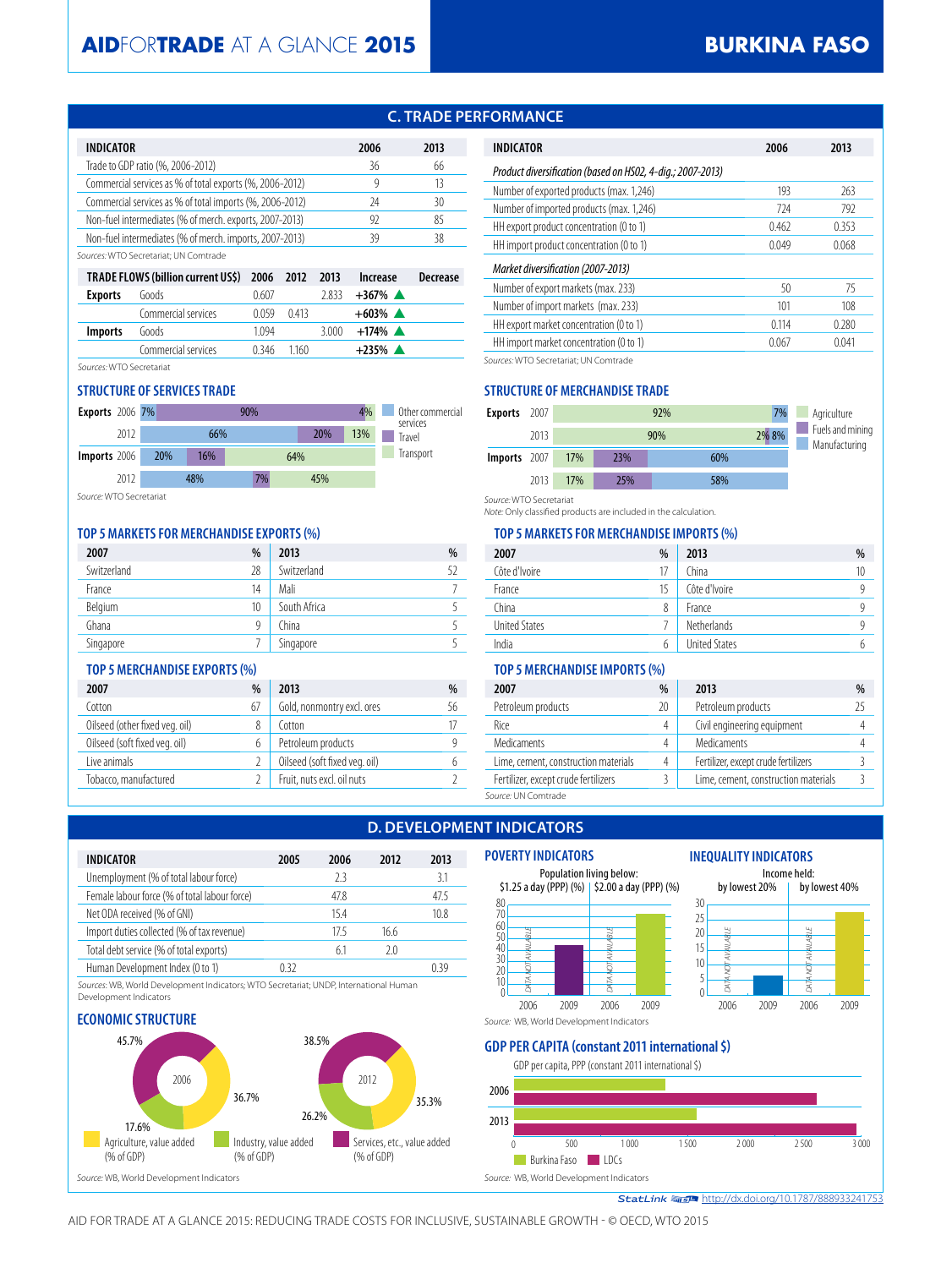# C. TRADE PERFORMANCE

| INDICATOR | 2006 | 2013 |
|---|---|---|
| Trade to GDP ratio (%, 2006-2012) | 36 | 66 |
| Commercial services as % of total exports (%, 2006-2012) | 9 | 13 |
| Commercial services as % of total imports (%, 2006-2012) | 24 | 30 |
| Non-fuel intermediates (% of merch. exports, 2007-2013) | 92 | 85 |
| Non-fuel intermediates (% of merch. imports, 2007-2013) | 39 | 38 |

*Sources:* WTO Secretariat; UN Comtrade

| TRADE FLOWS (billion current US$) | | 2006 | 2012 | 2013 | Increase | Decrease |
|---|---|---|---|---|---|---|
| **Exports** | Goods | 0.607 | | 2.833 | **+367%** ▲ | |
| | Commercial services | 0.059 | 0.413 | | **+603%** ▲ | |
| **Imports** | Goods | 1.094 | | 3.000 | **+174%** ▲ | |
| | Commercial services | 0.346 | 1.160 | | **+235%** ▲ | |

*Sources:* WTO Secretariat

| INDICATOR | 2006 | 2013 |
|---|---|---|
| *Product diversification (based on HS02, 4-dig.; 2007-2013)* | | |
| Number of exported products (max. 1,246) | 193 | 263 |
| Number of imported products (max. 1,246) | 724 | 792 |
| HH export product concentration (0 to 1) | 0.462 | 0.353 |
| HH import product concentration (0 to 1) | 0.049 | 0.068 |
| *Market diversification (2007-2013)* | | |
| Number of export markets (max. 233) | 50 | 75 |
| Number of import markets (max. 233) | 101 | 108 |
| HH export market concentration (0 to 1) | 0.114 | 0.280 |
| HH import market concentration (0 to 1) | 0.067 | 0.041 |

*Sources:* WTO Secretariat; UN Comtrade

## STRUCTURE OF SERVICES TRADE

Exports 2006: 7% 90% 4%
2012: 66% 20% 13%
Imports 2006: 20% 16% 64%
2012: 48% 7% 45%

Other commercial services
Travel
Transport

*Source:* WTO Secretariat

## STRUCTURE OF MERCHANDISE TRADE

Exports 2007: 92% 7%
2013: 90% 2% 8%
Imports 2007: 17% 23% 60%
2013: 17% 25% 58%

Agriculture
Fuels and mining
Manufacturing

*Source:* WTO Secretariat
*Note:* Only classified products are included in the calculation.

## TOP 5 MARKETS FOR MERCHANDISE EXPORTS (%)

| 2007 | % | 2013 | % |
|---|---|---|---|
| Switzerland | 28 | Switzerland | 52 |
| France | 14 | Mali | 7 |
| Belgium | 10 | South Africa | 5 |
| Ghana | 9 | China | 5 |
| Singapore | 7 | Singapore | 5 |

## TOP 5 MARKETS FOR MERCHANDISE IMPORTS (%)

| 2007 | % | 2013 | % |
|---|---|---|---|
| Côte d'Ivoire | 17 | China | 10 |
| France | 15 | Côte d'Ivoire | 9 |
| China | 8 | France | 9 |
| United States | 7 | Netherlands | 9 |
| India | 6 | United States | 6 |

## TOP 5 MERCHANDISE EXPORTS (%)

| 2007 | % | 2013 | % |
|---|---|---|---|
| Cotton | 67 | Gold, nonmontry excl. ores | 56 |
| Oilseed (other fixed veg. oil) | 8 | Cotton | 17 |
| Oilseed (soft fixed veg. oil) | 6 | Petroleum products | 9 |
| Live animals | 2 | Oilseed (soft fixed veg. oil) | 6 |
| Tobacco, manufactured | 2 | Fruit, nuts excl. oil nuts | 2 |

## TOP 5 MERCHANDISE IMPORTS (%)

| 2007 | % | 2013 | % |
|---|---|---|---|
| Petroleum products | 20 | Petroleum products | 25 |
| Rice | 4 | Civil engineering equipment | 4 |
| Medicaments | 4 | Medicaments | 4 |
| Lime, cement, construction materials | 4 | Fertilizer, except crude fertilizers | 3 |
| Fertilizer, except crude fertilizers | 3 | Lime, cement, construction materials | 3 |

*Source:* UN Comtrade

# D. DEVELOPMENT INDICATORS

| INDICATOR | 2005 | 2006 | 2012 | 2013 |
|---|---|---|---|---|
| Unemployment (% of total labour force) | | 2.3 | | 3.1 |
| Female labour force (% of total labour force) | | 47.8 | | 47.5 |
| Net ODA received (% of GNI) | | 15.4 | | 10.8 |
| Import duties collected (% of tax revenue) | | 17.5 | 16.6 | |
| Total debt service (% of total exports) | | 6.1 | 2.0 | |
| Human Development Index (0 to 1) | 0.32 | | | 0.39 |

*Sources:* WB, World Development Indicators; WTO Secretariat; UNDP, International Human Development Indicators

## ECONOMIC STRUCTURE

2006: 45.7% 36.7% 17.6%
2012: 38.5% 35.3% 26.2%

Agriculture, value added (% of GDP)
Industry, value added (% of GDP)
Services, etc., value added (% of GDP)

*Source:* WB, World Development Indicators

## POVERTY INDICATORS

Population living below:
$1.25 a day (PPP) (%) | $2.00 a day (PPP) (%)
0 10 20 30 40 50 60 70 80
DATA NOT AVAILABLE
2006 2009 2006 2009

## INEQUALITY INDICATORS

Income held:
by lowest 20% | by lowest 40%
0 5 10 15 20 25 30
DATA NOT AVAILABLE
2006 2009 2006 2009

*Source:* WB, World Development Indicators

## GDP PER CAPITA (constant 2011 international $)

GDP per capita, PPP (constant 2011 international $)
2006
2013
0 500 1 000 1 500 2 000 2 500 3 000
Burkina Faso LDCs

*Source:* WB, World Development Indicators

StatLink http://dx.doi.org/10.1787/888933241753